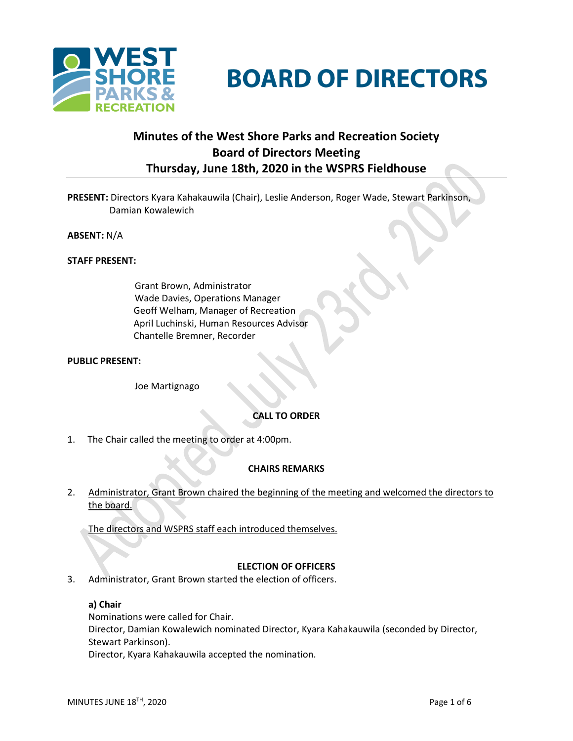# BOARD OF DIRECTORS

## Minutes of the West Shore Parks and Recreation Society Board of Directors Meeting Thursday, June 18th, 2020 in the WSPRS Fieldhouse

**PRESENT:** Directors Kyara Kahakauwila (Chair), Leslie Anderson, Roger Wade, Stewart Parkinson, Damian Kowalewich

**ABSENT:** N/A

**STAFF PRESENT:**

Grant Brown, Administrator
Wade Davies, Operations Manager
Geoff Welham, Manager of Recreation
April Luchinski, Human Resources Advisor
Chantelle Bremner, Recorder

**PUBLIC PRESENT:**

Joe Martignago

### CALL TO ORDER

1. The Chair called the meeting to order at 4:00pm.

### CHAIRS REMARKS

2. Administrator, Grant Brown chaired the beginning of the meeting and welcomed the directors to the board.

   The directors and WSPRS staff each introduced themselves.

### ELECTION OF OFFICERS

3. Administrator, Grant Brown started the election of officers.

   **a) Chair**
   Nominations were called for Chair.
   Director, Damian Kowalewich nominated Director, Kyara Kahakauwila (seconded by Director, Stewart Parkinson).
   Director, Kyara Kahakauwila accepted the nomination.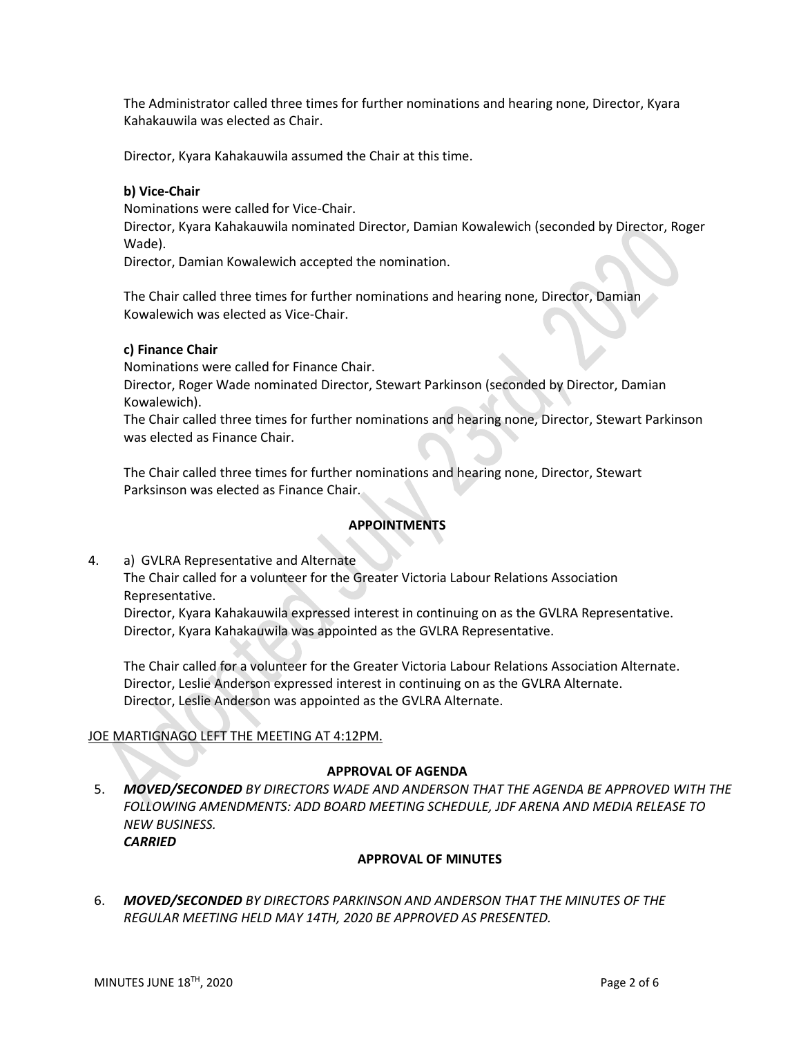The Administrator called three times for further nominations and hearing none, Director, Kyara Kahakauwila was elected as Chair.

Director, Kyara Kahakauwila assumed the Chair at this time.

**b) Vice-Chair**

Nominations were called for Vice-Chair.
Director, Kyara Kahakauwila nominated Director, Damian Kowalewich (seconded by Director, Roger Wade).
Director, Damian Kowalewich accepted the nomination.

The Chair called three times for further nominations and hearing none, Director, Damian Kowalewich was elected as Vice-Chair.

**c) Finance Chair**

Nominations were called for Finance Chair.
Director, Roger Wade nominated Director, Stewart Parkinson (seconded by Director, Damian Kowalewich).
The Chair called three times for further nominations and hearing none, Director, Stewart Parkinson was elected as Finance Chair.

The Chair called three times for further nominations and hearing none, Director, Stewart Parksinson was elected as Finance Chair.

## APPOINTMENTS

4. a) GVLRA Representative and Alternate

   The Chair called for a volunteer for the Greater Victoria Labour Relations Association Representative.
   Director, Kyara Kahakauwila expressed interest in continuing on as the GVLRA Representative.
   Director, Kyara Kahakauwila was appointed as the GVLRA Representative.

   The Chair called for a volunteer for the Greater Victoria Labour Relations Association Alternate.
   Director, Leslie Anderson expressed interest in continuing on as the GVLRA Alternate.
   Director, Leslie Anderson was appointed as the GVLRA Alternate.

JOE MARTIGNAGO LEFT THE MEETING AT 4:12PM.

## APPROVAL OF AGENDA

5. ***MOVED/SECONDED*** *BY DIRECTORS WADE AND ANDERSON THAT THE AGENDA BE APPROVED WITH THE FOLLOWING AMENDMENTS: ADD BOARD MEETING SCHEDULE, JDF ARENA AND MEDIA RELEASE TO NEW BUSINESS.*
   ***CARRIED***

## APPROVAL OF MINUTES

6. ***MOVED/SECONDED*** *BY DIRECTORS PARKINSON AND ANDERSON THAT THE MINUTES OF THE REGULAR MEETING HELD MAY 14TH, 2020 BE APPROVED AS PRESENTED.*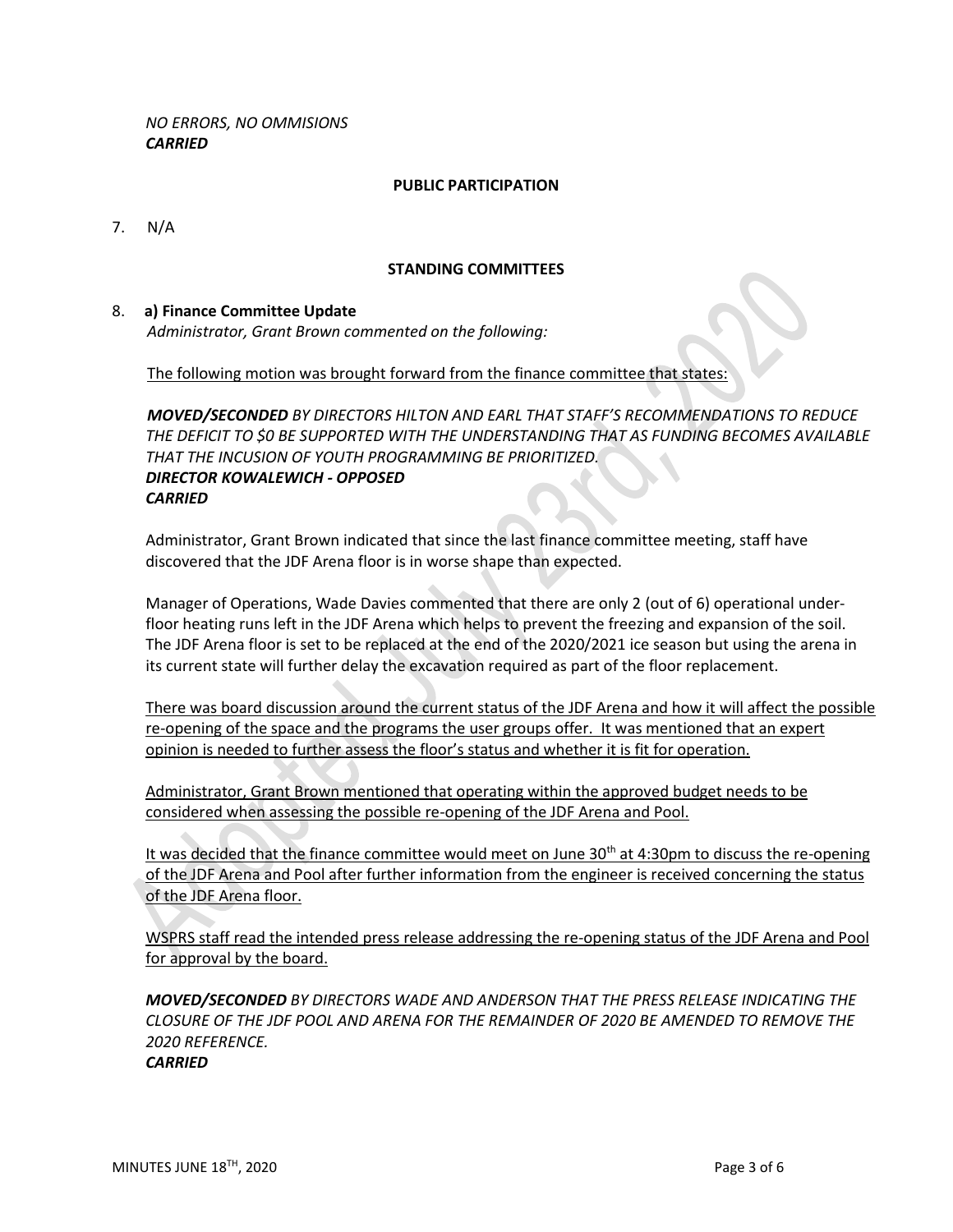*NO ERRORS, NO OMMISIONS*
***CARRIED***

**PUBLIC PARTICIPATION**

7. N/A

**STANDING COMMITTEES**

8. **a) Finance Committee Update**
*Administrator, Grant Brown commented on the following:*

The following motion was brought forward from the finance committee that states:

***MOVED/SECONDED*** *BY DIRECTORS HILTON AND EARL THAT STAFF'S RECOMMENDATIONS TO REDUCE THE DEFICIT TO $0 BE SUPPORTED WITH THE UNDERSTANDING THAT AS FUNDING BECOMES AVAILABLE THAT THE INCUSION OF YOUTH PROGRAMMING BE PRIORITIZED.*
***DIRECTOR KOWALEWICH - OPPOSED***
***CARRIED***

Administrator, Grant Brown indicated that since the last finance committee meeting, staff have discovered that the JDF Arena floor is in worse shape than expected.

Manager of Operations, Wade Davies commented that there are only 2 (out of 6) operational under-floor heating runs left in the JDF Arena which helps to prevent the freezing and expansion of the soil. The JDF Arena floor is set to be replaced at the end of the 2020/2021 ice season but using the arena in its current state will further delay the excavation required as part of the floor replacement.

There was board discussion around the current status of the JDF Arena and how it will affect the possible re-opening of the space and the programs the user groups offer. It was mentioned that an expert opinion is needed to further assess the floor's status and whether it is fit for operation.

Administrator, Grant Brown mentioned that operating within the approved budget needs to be considered when assessing the possible re-opening of the JDF Arena and Pool.

It was decided that the finance committee would meet on June 30th at 4:30pm to discuss the re-opening of the JDF Arena and Pool after further information from the engineer is received concerning the status of the JDF Arena floor.

WSPRS staff read the intended press release addressing the re-opening status of the JDF Arena and Pool for approval by the board.

***MOVED/SECONDED*** *BY DIRECTORS WADE AND ANDERSON THAT THE PRESS RELEASE INDICATING THE CLOSURE OF THE JDF POOL AND ARENA FOR THE REMAINDER OF 2020 BE AMENDED TO REMOVE THE 2020 REFERENCE.*
***CARRIED***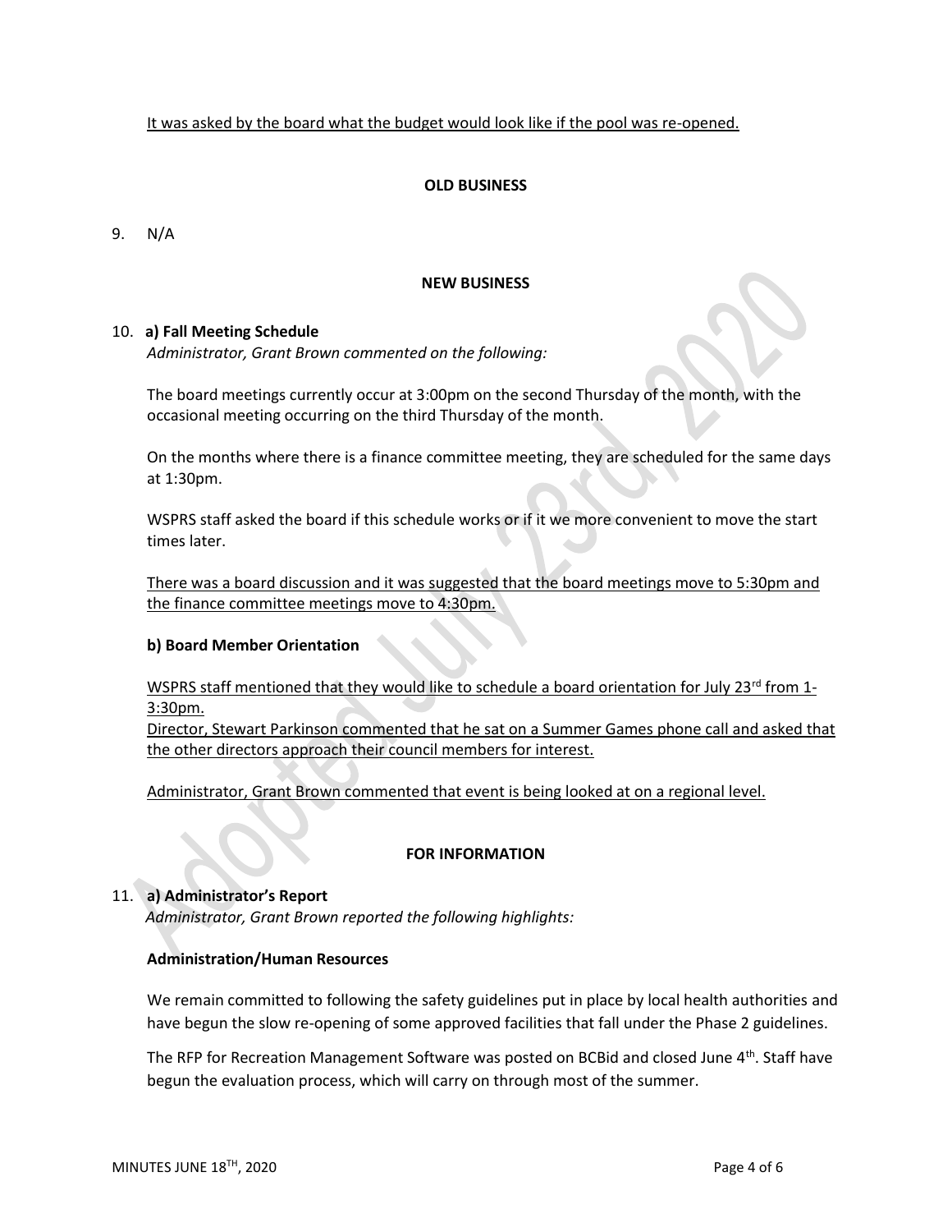It was asked by the board what the budget would look like if the pool was re-opened.

## OLD BUSINESS

9. N/A

## NEW BUSINESS

10. **a) Fall Meeting Schedule**

*Administrator, Grant Brown commented on the following:*

The board meetings currently occur at 3:00pm on the second Thursday of the month, with the occasional meeting occurring on the third Thursday of the month.

On the months where there is a finance committee meeting, they are scheduled for the same days at 1:30pm.

WSPRS staff asked the board if this schedule works or if it we more convenient to move the start times later.

There was a board discussion and it was suggested that the board meetings move to 5:30pm and the finance committee meetings move to 4:30pm.

**b) Board Member Orientation**

WSPRS staff mentioned that they would like to schedule a board orientation for July 23rd from 1-3:30pm.

Director, Stewart Parkinson commented that he sat on a Summer Games phone call and asked that the other directors approach their council members for interest.

Administrator, Grant Brown commented that event is being looked at on a regional level.

## FOR INFORMATION

11. **a) Administrator's Report**

*Administrator, Grant Brown reported the following highlights:*

**Administration/Human Resources**

We remain committed to following the safety guidelines put in place by local health authorities and have begun the slow re-opening of some approved facilities that fall under the Phase 2 guidelines.

The RFP for Recreation Management Software was posted on BCBid and closed June 4th. Staff have begun the evaluation process, which will carry on through most of the summer.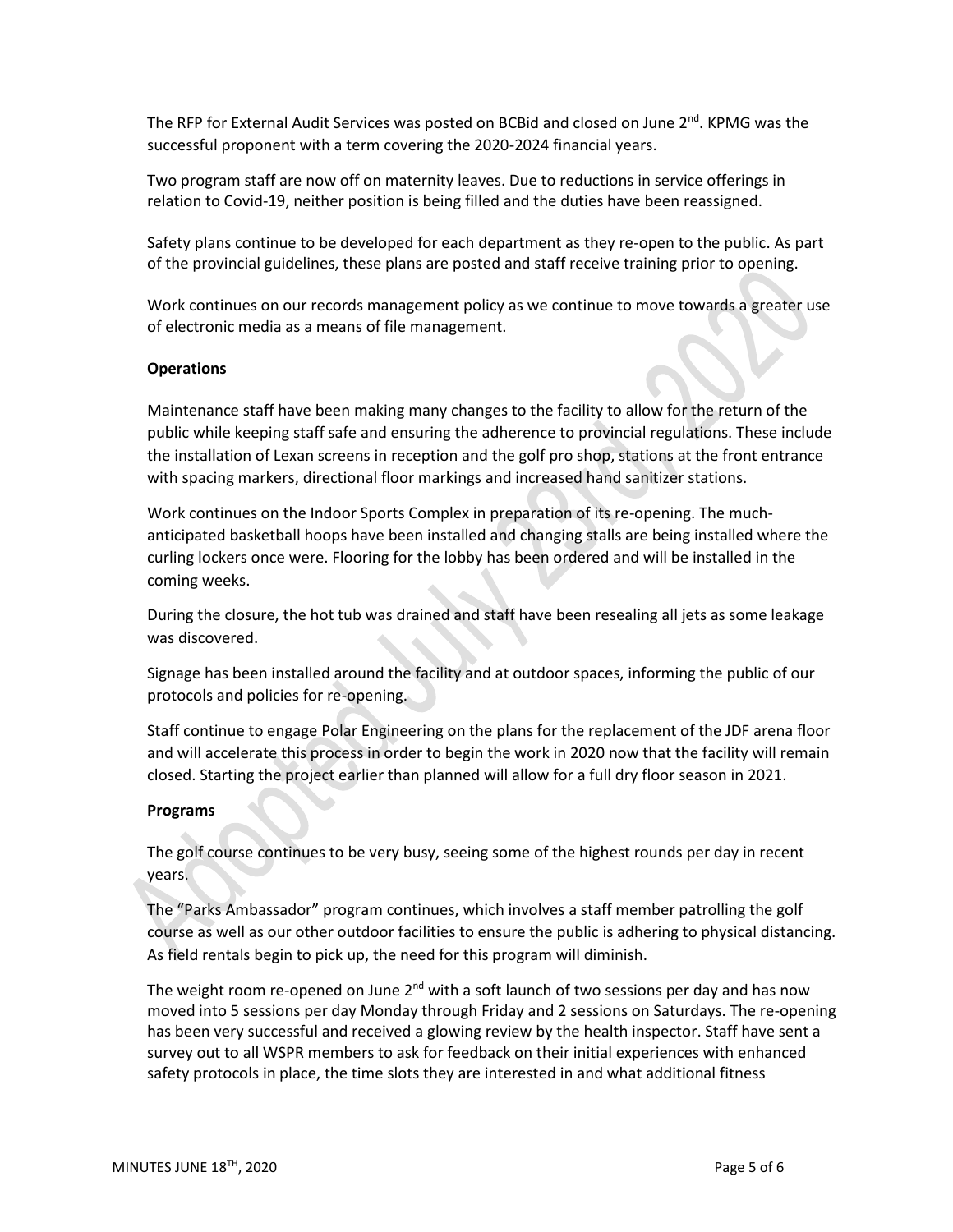The RFP for External Audit Services was posted on BCBid and closed on June 2nd. KPMG was the successful proponent with a term covering the 2020-2024 financial years.

Two program staff are now off on maternity leaves. Due to reductions in service offerings in relation to Covid-19, neither position is being filled and the duties have been reassigned.

Safety plans continue to be developed for each department as they re-open to the public. As part of the provincial guidelines, these plans are posted and staff receive training prior to opening.

Work continues on our records management policy as we continue to move towards a greater use of electronic media as a means of file management.

**Operations**

Maintenance staff have been making many changes to the facility to allow for the return of the public while keeping staff safe and ensuring the adherence to provincial regulations. These include the installation of Lexan screens in reception and the golf pro shop, stations at the front entrance with spacing markers, directional floor markings and increased hand sanitizer stations.

Work continues on the Indoor Sports Complex in preparation of its re-opening. The much-anticipated basketball hoops have been installed and changing stalls are being installed where the curling lockers once were. Flooring for the lobby has been ordered and will be installed in the coming weeks.

During the closure, the hot tub was drained and staff have been resealing all jets as some leakage was discovered.

Signage has been installed around the facility and at outdoor spaces, informing the public of our protocols and policies for re-opening.

Staff continue to engage Polar Engineering on the plans for the replacement of the JDF arena floor and will accelerate this process in order to begin the work in 2020 now that the facility will remain closed. Starting the project earlier than planned will allow for a full dry floor season in 2021.

**Programs**

The golf course continues to be very busy, seeing some of the highest rounds per day in recent years.

The "Parks Ambassador" program continues, which involves a staff member patrolling the golf course as well as our other outdoor facilities to ensure the public is adhering to physical distancing. As field rentals begin to pick up, the need for this program will diminish.

The weight room re-opened on June 2nd with a soft launch of two sessions per day and has now moved into 5 sessions per day Monday through Friday and 2 sessions on Saturdays. The re-opening has been very successful and received a glowing review by the health inspector. Staff have sent a survey out to all WSPR members to ask for feedback on their initial experiences with enhanced safety protocols in place, the time slots they are interested in and what additional fitness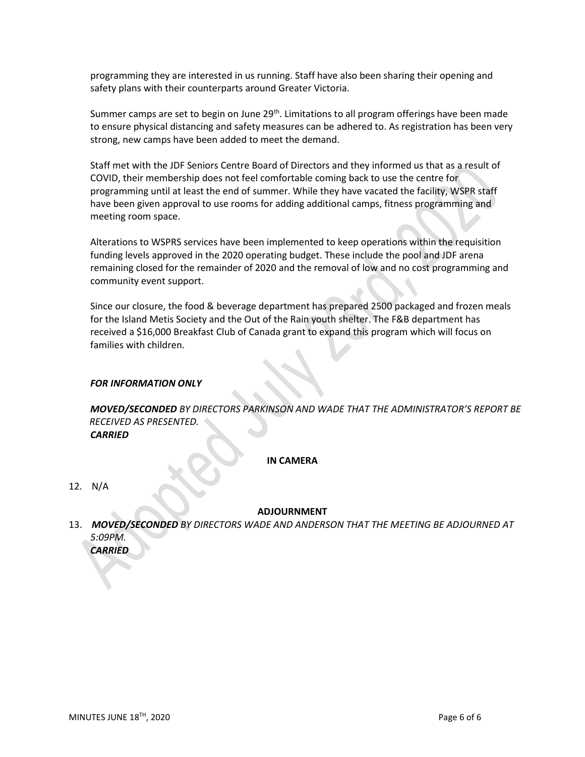programming they are interested in us running. Staff have also been sharing their opening and safety plans with their counterparts around Greater Victoria.

Summer camps are set to begin on June 29th. Limitations to all program offerings have been made to ensure physical distancing and safety measures can be adhered to. As registration has been very strong, new camps have been added to meet the demand.

Staff met with the JDF Seniors Centre Board of Directors and they informed us that as a result of COVID, their membership does not feel comfortable coming back to use the centre for programming until at least the end of summer. While they have vacated the facility, WSPR staff have been given approval to use rooms for adding additional camps, fitness programming and meeting room space.

Alterations to WSPRS services have been implemented to keep operations within the requisition funding levels approved in the 2020 operating budget. These include the pool and JDF arena remaining closed for the remainder of 2020 and the removal of low and no cost programming and community event support.

Since our closure, the food & beverage department has prepared 2500 packaged and frozen meals for the Island Metis Society and the Out of the Rain youth shelter. The F&B department has received a $16,000 Breakfast Club of Canada grant to expand this program which will focus on families with children.

***FOR INFORMATION ONLY***

***MOVED/SECONDED*** *BY DIRECTORS PARKINSON AND WADE THAT THE ADMINISTRATOR'S REPORT BE RECEIVED AS PRESENTED.*
***CARRIED***

**IN CAMERA**

12. N/A

**ADJOURNMENT**

13. ***MOVED/SECONDED*** *BY DIRECTORS WADE AND ANDERSON THAT THE MEETING BE ADJOURNED AT 5:09PM.*
***CARRIED***